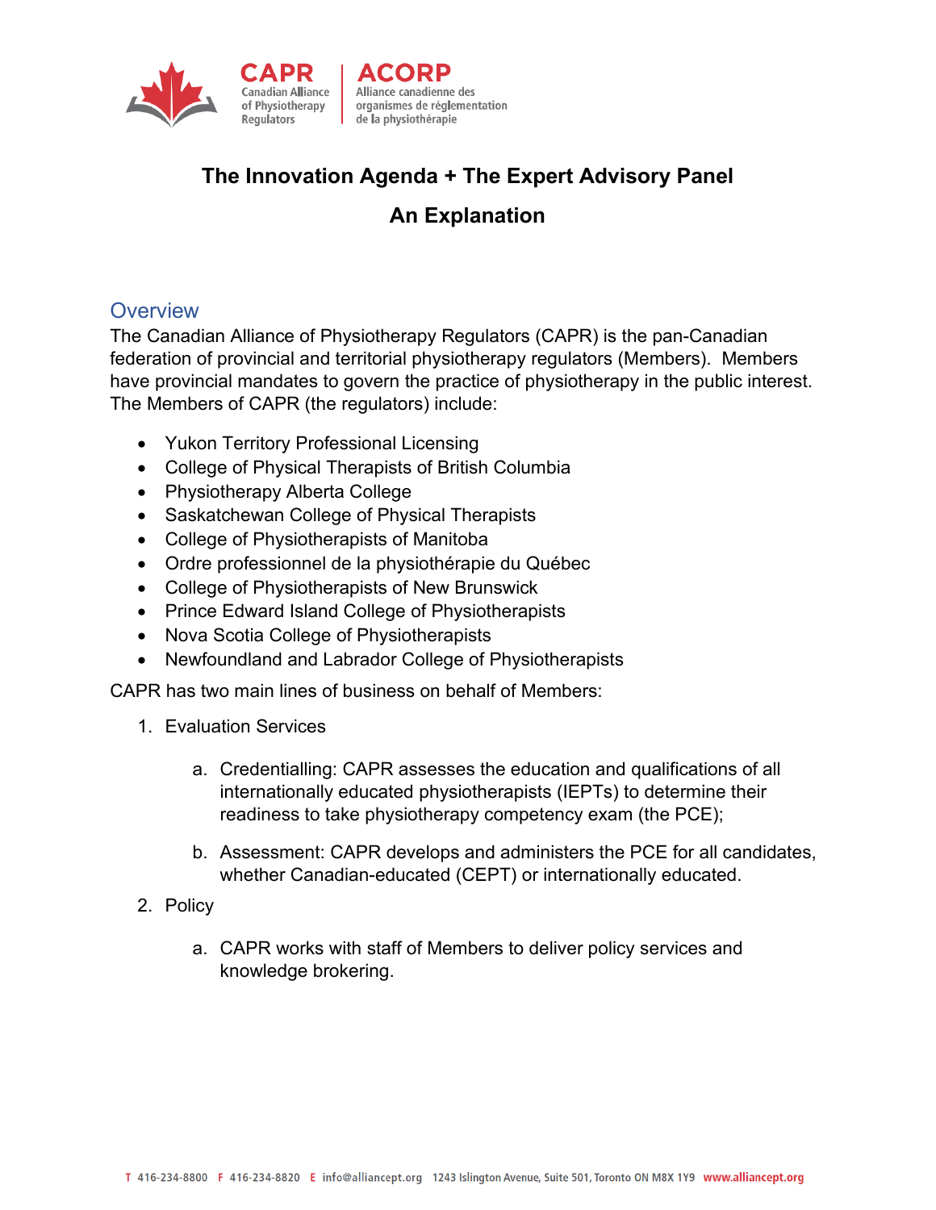# The Innovation Agenda + The Expert Advisory Panel

# An Explanation

## Overview

The Canadian Alliance of Physiotherapy Regulators (CAPR) is the pan-Canadian federation of provincial and territorial physiotherapy regulators (Members). Members have provincial mandates to govern the practice of physiotherapy in the public interest. The Members of CAPR (the regulators) include:

- Yukon Territory Professional Licensing
- College of Physical Therapists of British Columbia
- Physiotherapy Alberta College
- Saskatchewan College of Physical Therapists
- College of Physiotherapists of Manitoba
- Ordre professionnel de la physiothérapie du Québec
- College of Physiotherapists of New Brunswick
- Prince Edward Island College of Physiotherapists
- Nova Scotia College of Physiotherapists
- Newfoundland and Labrador College of Physiotherapists

CAPR has two main lines of business on behalf of Members:

1. Evaluation Services
    a. Credentialling: CAPR assesses the education and qualifications of all internationally educated physiotherapists (IEPTs) to determine their readiness to take physiotherapy competency exam (the PCE);
    b. Assessment: CAPR develops and administers the PCE for all candidates, whether Canadian-educated (CEPT) or internationally educated.
2. Policy
    a. CAPR works with staff of Members to deliver policy services and knowledge brokering.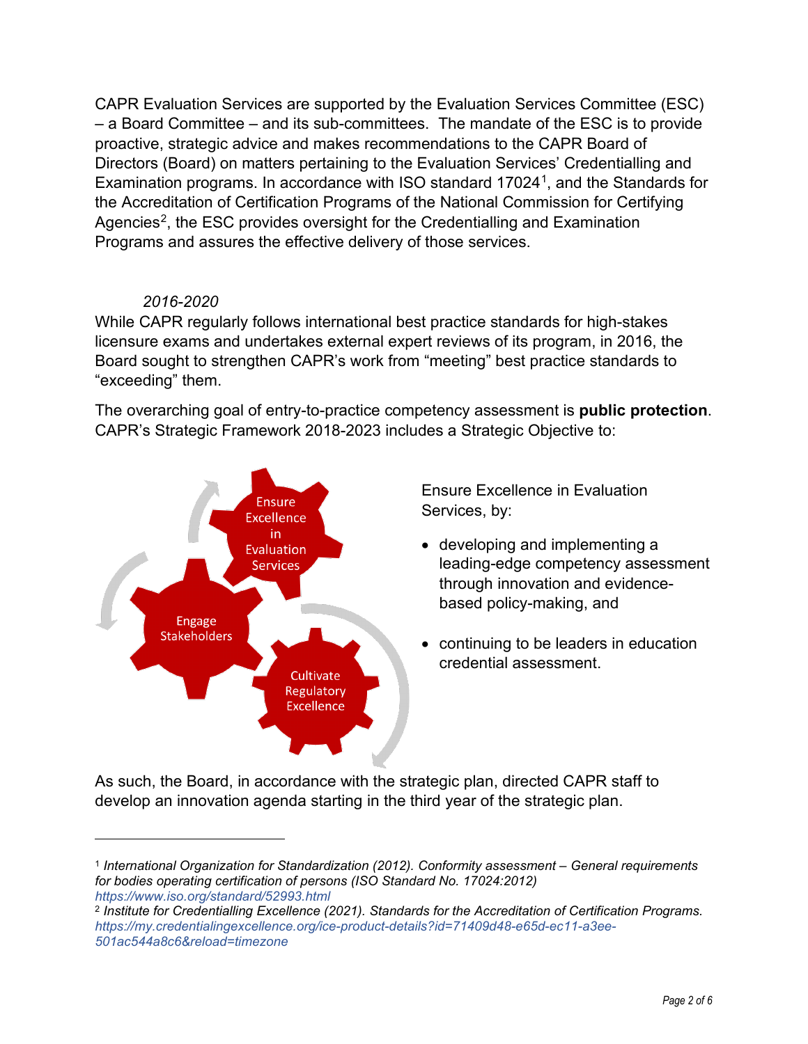CAPR Evaluation Services are supported by the Evaluation Services Committee (ESC) – a Board Committee – and its sub-committees. The mandate of the ESC is to provide proactive, strategic advice and makes recommendations to the CAPR Board of Directors (Board) on matters pertaining to the Evaluation Services' Credentialling and Examination programs. In accordance with ISO standard 17024[1], and the Standards for the Accreditation of Certification Programs of the National Commission for Certifying Agencies[2], the ESC provides oversight for the Credentialling and Examination Programs and assures the effective delivery of those services.

*2016-2020*

While CAPR regularly follows international best practice standards for high-stakes licensure exams and undertakes external expert reviews of its program, in 2016, the Board sought to strengthen CAPR's work from "meeting" best practice standards to "exceeding" them.

The overarching goal of entry-to-practice competency assessment is **public protection**. CAPR's Strategic Framework 2018-2023 includes a Strategic Objective to:

Ensure Excellence in Evaluation Services | Engage Stakeholders | Cultivate Regulatory Excellence

Ensure Excellence in Evaluation Services, by:

- developing and implementing a leading-edge competency assessment through innovation and evidence-based policy-making, and
- continuing to be leaders in education credential assessment.

As such, the Board, in accordance with the strategic plan, directed CAPR staff to develop an innovation agenda starting in the third year of the strategic plan.

---

[1] *International Organization for Standardization (2012). Conformity assessment – General requirements for bodies operating certification of persons (ISO Standard No. 17024:2012)* *https://www.iso.org/standard/52993.html*

[2] *Institute for Credentialling Excellence (2021). Standards for the Accreditation of Certification Programs.* *https://my.credentialingexcellence.org/ice-product-details?id=71409d48-e65d-ec11-a3ee-501ac544a8c6&reload=timezone*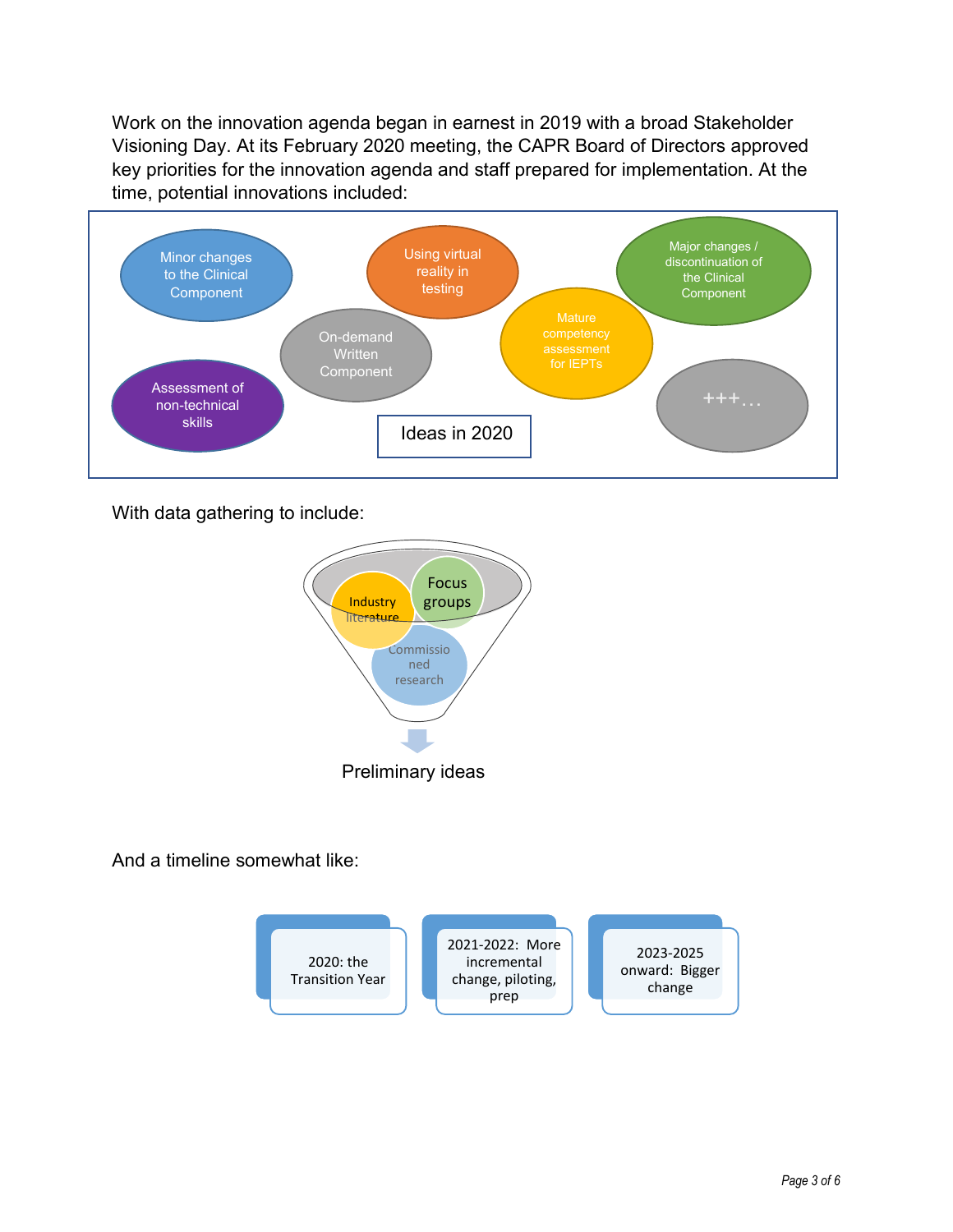Work on the innovation agenda began in earnest in 2019 with a broad Stakeholder Visioning Day. At its February 2020 meeting, the CAPR Board of Directors approved key priorities for the innovation agenda and staff prepared for implementation. At the time, potential innovations included:

**Ideas in 2020**

- Minor changes to the Clinical Component
- Using virtual reality in testing
- Major changes / discontinuation of the Clinical Component
- On-demand Written Component
- Mature competency assessment for IEPTs
- Assessment of non-technical skills
- +++…

With data gathering to include:

- Industry literature
- Focus groups
- Commissioned research

→ Preliminary ideas

And a timeline somewhat like:

- 2020: the Transition Year
- 2021-2022: More incremental change, piloting, prep
- 2023-2025 onward: Bigger change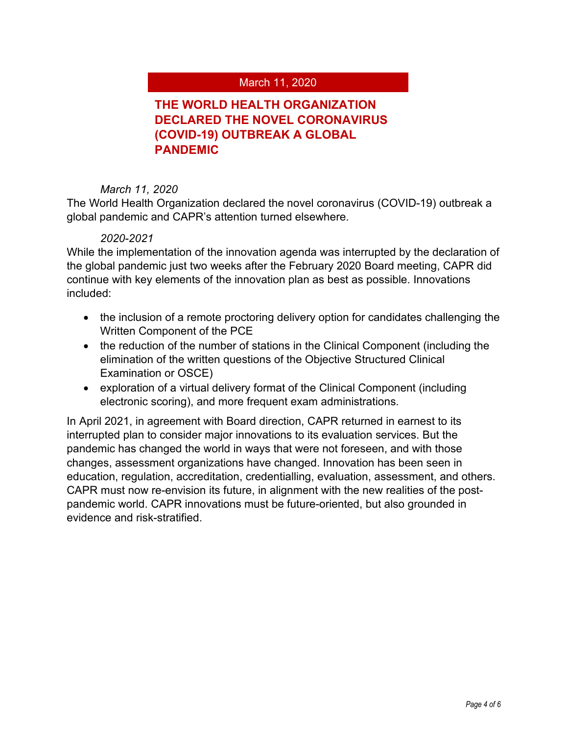March 11, 2020

## THE WORLD HEALTH ORGANIZATION DECLARED THE NOVEL CORONAVIRUS (COVID-19) OUTBREAK A GLOBAL PANDEMIC

*March 11, 2020*

The World Health Organization declared the novel coronavirus (COVID-19) outbreak a global pandemic and CAPR's attention turned elsewhere.

*2020-2021*

While the implementation of the innovation agenda was interrupted by the declaration of the global pandemic just two weeks after the February 2020 Board meeting, CAPR did continue with key elements of the innovation plan as best as possible. Innovations included:

- the inclusion of a remote proctoring delivery option for candidates challenging the Written Component of the PCE
- the reduction of the number of stations in the Clinical Component (including the elimination of the written questions of the Objective Structured Clinical Examination or OSCE)
- exploration of a virtual delivery format of the Clinical Component (including electronic scoring), and more frequent exam administrations.

In April 2021, in agreement with Board direction, CAPR returned in earnest to its interrupted plan to consider major innovations to its evaluation services. But the pandemic has changed the world in ways that were not foreseen, and with those changes, assessment organizations have changed. Innovation has been seen in education, regulation, accreditation, credentialling, evaluation, assessment, and others. CAPR must now re-envision its future, in alignment with the new realities of the post-pandemic world. CAPR innovations must be future-oriented, but also grounded in evidence and risk-stratified.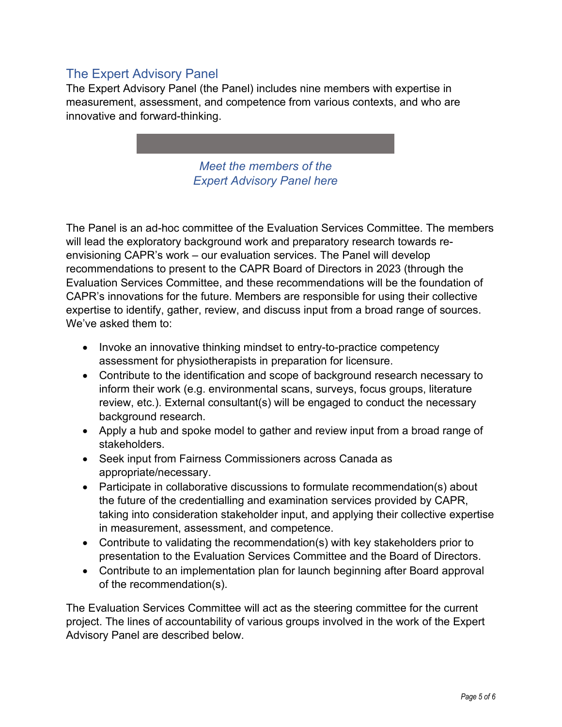## The Expert Advisory Panel

The Expert Advisory Panel (the Panel) includes nine members with expertise in measurement, assessment, and competence from various contexts, and who are innovative and forward-thinking.

*Meet the members of the Expert Advisory Panel here*

The Panel is an ad-hoc committee of the Evaluation Services Committee. The members will lead the exploratory background work and preparatory research towards re-envisioning CAPR's work – our evaluation services. The Panel will develop recommendations to present to the CAPR Board of Directors in 2023 (through the Evaluation Services Committee, and these recommendations will be the foundation of CAPR's innovations for the future. Members are responsible for using their collective expertise to identify, gather, review, and discuss input from a broad range of sources. We've asked them to:

- Invoke an innovative thinking mindset to entry-to-practice competency assessment for physiotherapists in preparation for licensure.
- Contribute to the identification and scope of background research necessary to inform their work (e.g. environmental scans, surveys, focus groups, literature review, etc.). External consultant(s) will be engaged to conduct the necessary background research.
- Apply a hub and spoke model to gather and review input from a broad range of stakeholders.
- Seek input from Fairness Commissioners across Canada as appropriate/necessary.
- Participate in collaborative discussions to formulate recommendation(s) about the future of the credentialling and examination services provided by CAPR, taking into consideration stakeholder input, and applying their collective expertise in measurement, assessment, and competence.
- Contribute to validating the recommendation(s) with key stakeholders prior to presentation to the Evaluation Services Committee and the Board of Directors.
- Contribute to an implementation plan for launch beginning after Board approval of the recommendation(s).

The Evaluation Services Committee will act as the steering committee for the current project. The lines of accountability of various groups involved in the work of the Expert Advisory Panel are described below.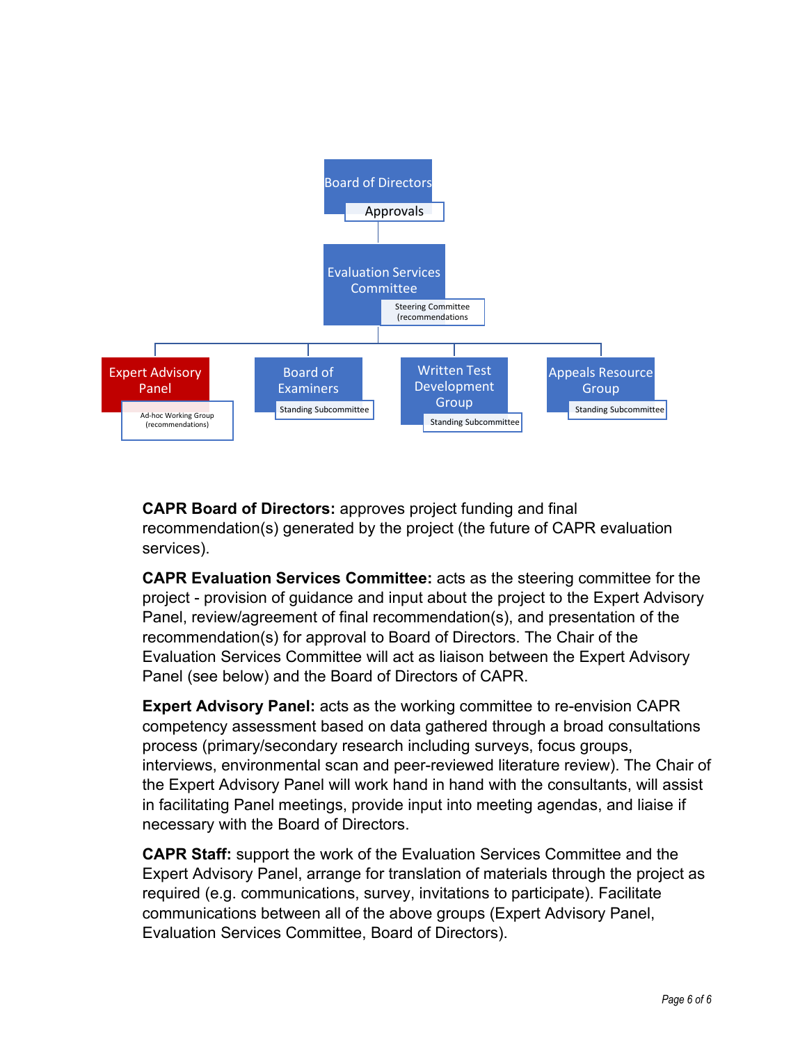Board of Directors
Approvals

Evaluation Services Committee
Steering Committee (recommendations

Expert Advisory Panel
Ad-hoc Working Group (recommendations)

Board of Examiners
Standing Subcommittee

Written Test Development Group
Standing Subcommittee

Appeals Resource Group
Standing Subcommittee

**CAPR Board of Directors:** approves project funding and final recommendation(s) generated by the project (the future of CAPR evaluation services).

**CAPR Evaluation Services Committee:** acts as the steering committee for the project - provision of guidance and input about the project to the Expert Advisory Panel, review/agreement of final recommendation(s), and presentation of the recommendation(s) for approval to Board of Directors. The Chair of the Evaluation Services Committee will act as liaison between the Expert Advisory Panel (see below) and the Board of Directors of CAPR.

**Expert Advisory Panel:** acts as the working committee to re-envision CAPR competency assessment based on data gathered through a broad consultations process (primary/secondary research including surveys, focus groups, interviews, environmental scan and peer-reviewed literature review). The Chair of the Expert Advisory Panel will work hand in hand with the consultants, will assist in facilitating Panel meetings, provide input into meeting agendas, and liaise if necessary with the Board of Directors.

**CAPR Staff:** support the work of the Evaluation Services Committee and the Expert Advisory Panel, arrange for translation of materials through the project as required (e.g. communications, survey, invitations to participate). Facilitate communications between all of the above groups (Expert Advisory Panel, Evaluation Services Committee, Board of Directors).